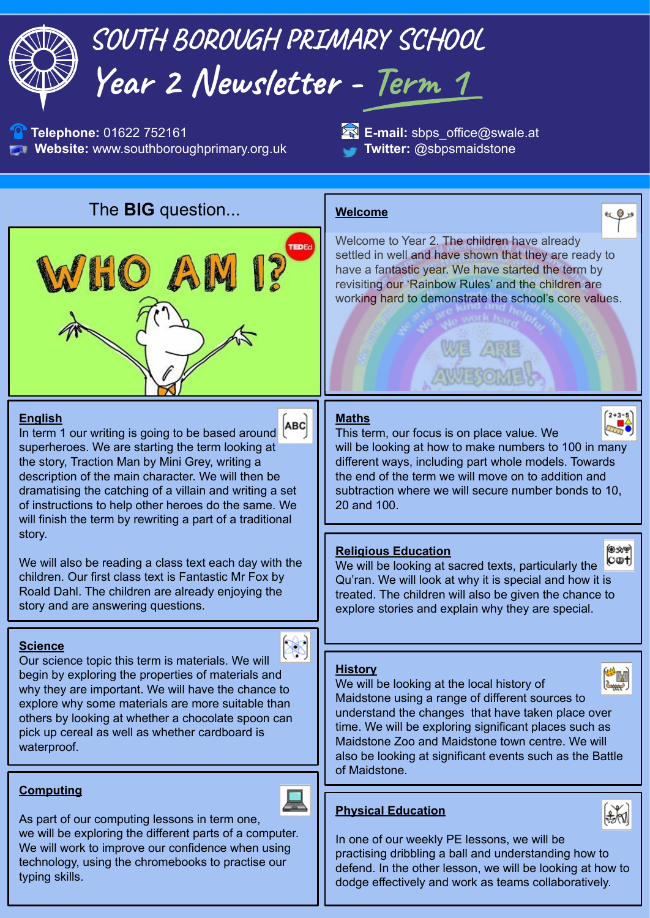# SOUTH BOROUGH PRIMARY SCHOOL

# Year 2 Newsletter - Term 1

**Telephone:** 01622 752161
**Website:** www.southboroughprimary.org.uk
**E-mail:** sbps_office@swale.at
**Twitter:** @sbpsmaidstone

## The **BIG** question...

WHO AM I?

## Welcome

Welcome to Year 2. The children have already settled in well and have shown that they are ready to have a fantastic year. We have started the term by revisiting our 'Rainbow Rules' and the children are working hard to demonstrate the school's core values.

## English

In term 1 our writing is going to be based around superheroes. We are starting the term looking at the story, Traction Man by Mini Grey, writing a description of the main character. We will then be dramatising the catching of a villain and writing a set of instructions to help other heroes do the same. We will finish the term by rewriting a part of a traditional story.

We will also be reading a class text each day with the children. Our first class text is Fantastic Mr Fox by Roald Dahl. The children are already enjoying the story and are answering questions.

## Maths

This term, our focus is on place value. We will be looking at how to make numbers to 100 in many different ways, including part whole models. Towards the end of the term we will move on to addition and subtraction where we will secure number bonds to 10, 20 and 100.

## Religious Education

We will be looking at sacred texts, particularly the Qu'ran. We will look at why it is special and how it is treated. The children will also be given the chance to explore stories and explain why they are special.

## Science

Our science topic this term is materials. We will begin by exploring the properties of materials and why they are important. We will have the chance to explore why some materials are more suitable than others by looking at whether a chocolate spoon can pick up cereal as well as whether cardboard is waterproof.

## History

We will be looking at the local history of Maidstone using a range of different sources to understand the changes that have taken place over time. We will be exploring significant places such as Maidstone Zoo and Maidstone town centre. We will also be looking at significant events such as the Battle of Maidstone.

## Computing

As part of our computing lessons in term one, we will be exploring the different parts of a computer. We will work to improve our confidence when using technology, using the chromebooks to practise our typing skills.

## Physical Education

In one of our weekly PE lessons, we will be practising dribbling a ball and understanding how to defend. In the other lesson, we will be looking at how to dodge effectively and work as teams collaboratively.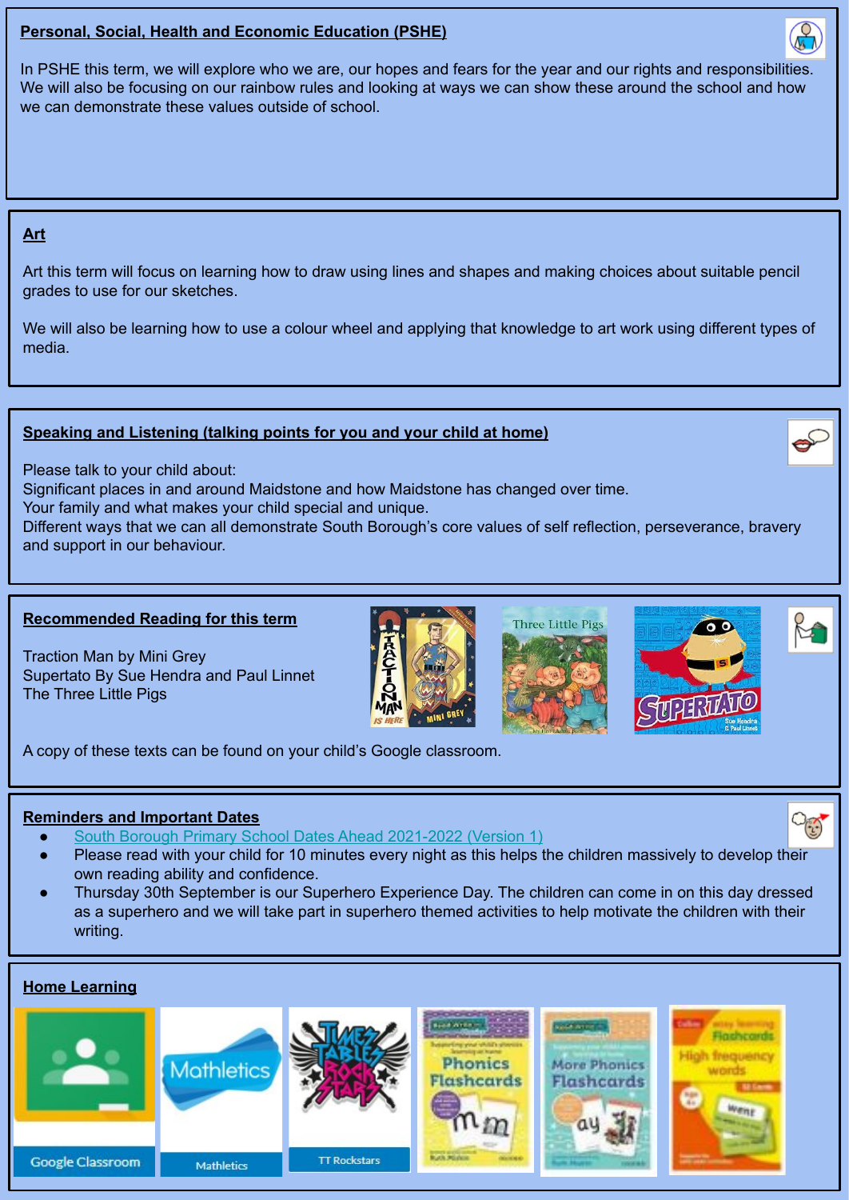## Personal, Social, Health and Economic Education (PSHE)

In PSHE this term, we will explore who we are, our hopes and fears for the year and our rights and responsibilities. We will also be focusing on our rainbow rules and looking at ways we can show these around the school and how we can demonstrate these values outside of school.

## Art

Art this term will focus on learning how to draw using lines and shapes and making choices about suitable pencil grades to use for our sketches.

We will also be learning how to use a colour wheel and applying that knowledge to art work using different types of media.

## Speaking and Listening (talking points for you and your child at home)

Please talk to your child about:
Significant places in and around Maidstone and how Maidstone has changed over time.
Your family and what makes your child special and unique.
Different ways that we can all demonstrate South Borough's core values of self reflection, perseverance, bravery and support in our behaviour.

## Recommended Reading for this term

Traction Man by Mini Grey
Supertato By Sue Hendra and Paul Linnet
The Three Little Pigs

A copy of these texts can be found on your child's Google classroom.

## Reminders and Important Dates

- South Borough Primary School Dates Ahead 2021-2022 (Version 1)
- Please read with your child for 10 minutes every night as this helps the children massively to develop their own reading ability and confidence.
- Thursday 30th September is our Superhero Experience Day. The children can come in on this day dressed as a superhero and we will take part in superhero themed activities to help motivate the children with their writing.

## Home Learning

Google Classroom
Mathletics
TT Rockstars